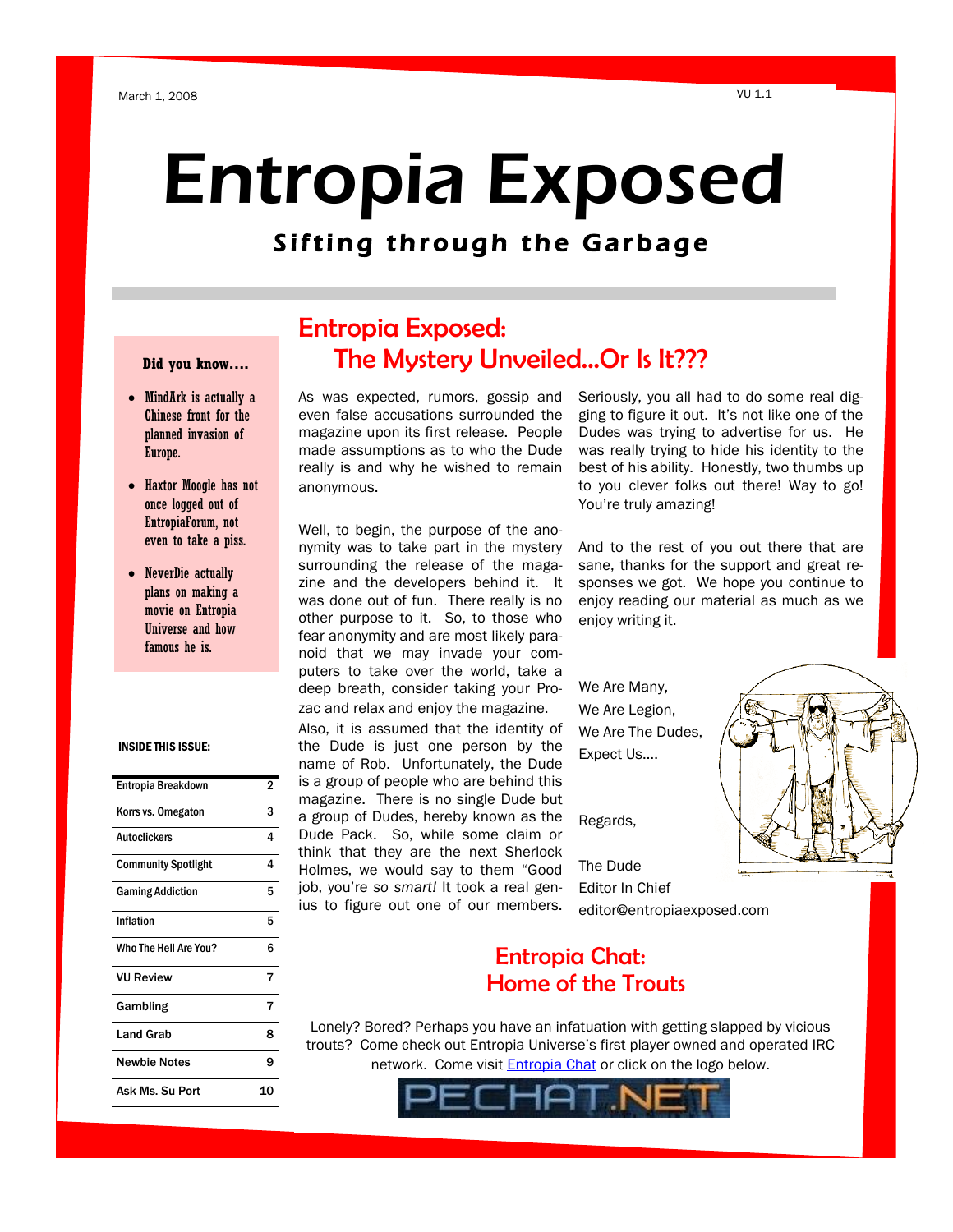March 1, 2008

VU 1.1

# Entropia Exposed

## Sifting through the Garbage

**Did you know….**

- MindArk is actually a Chinese front for the planned invasion of Europe.
- Haxtor Moogle has not once logged out of EntropiaForum, not even to take a piss.
- NeverDie actually plans on making a movie on Entropia Universe and how famous he is.

**INSIDE THIS ISSUE:**

| | |
|---|---|
| Entropia Breakdown | 2 |
| Korrs vs. Omegaton | 3 |
| Autoclickers | 4 |
| Community Spotlight | 4 |
| Gaming Addiction | 5 |
| Inflation | 5 |
| Who The Hell Are You? | 6 |
| VU Review | 7 |
| Gambling | 7 |
| Land Grab | 8 |
| Newbie Notes | 9 |
| Ask Ms. Su Port | 10 |

## Entropia Exposed: The Mystery Unveiled…Or Is It???

As was expected, rumors, gossip and even false accusations surrounded the magazine upon its first release. People made assumptions as to who the Dude really is and why he wished to remain anonymous.

Well, to begin, the purpose of the anonymity was to take part in the mystery surrounding the release of the magazine and the developers behind it. It was done out of fun. There really is no other purpose to it. So, to those who fear anonymity and are most likely paranoid that we may invade your computers to take over the world, take a deep breath, consider taking your Prozac and relax and enjoy the magazine.

Also, it is assumed that the identity of the Dude is just one person by the name of Rob. Unfortunately, the Dude is a group of people who are behind this magazine. There is no single Dude but a group of Dudes, hereby known as the Dude Pack. So, while some claim or think that they are the next Sherlock Holmes, we would say to them "Good job, you're *so smart!* It took a real genius to figure out one of our members. Seriously, you all had to do some real digging to figure it out. It's not like one of the Dudes was trying to advertise for us. He was really trying to hide his identity to the best of his ability. Honestly, two thumbs up to you clever folks out there! Way to go! You're truly amazing!

And to the rest of you out there that are sane, thanks for the support and great responses we got. We hope you continue to enjoy reading our material as much as we enjoy writing it.

We Are Many,
We Are Legion,
We Are The Dudes,
Expect Us….

Regards,

The Dude
Editor In Chief
editor@entropiaexposed.com

## Entropia Chat: Home of the Trouts

Lonely? Bored? Perhaps you have an infatuation with getting slapped by vicious trouts? Come check out Entropia Universe's first player owned and operated IRC network. Come visit Entropia Chat or click on the logo below.

PECHAT.NET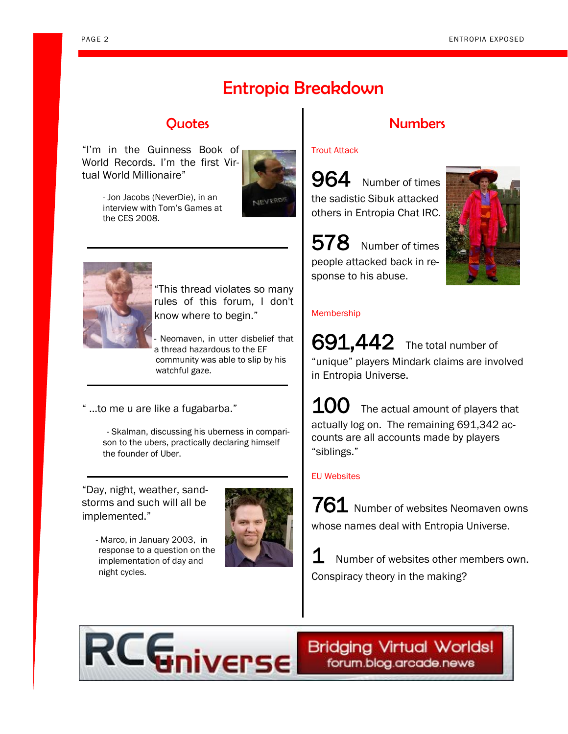# Entropia Breakdown

## Quotes

"I'm in the Guinness Book of World Records. I'm the first Virtual World Millionaire"

- Jon Jacobs (NeverDie), in an interview with Tom's Games at the CES 2008.

---

"This thread violates so many rules of this forum, I don't know where to begin."

- Neomaven, in utter disbelief that a thread hazardous to the EF community was able to slip by his watchful gaze.

---

" ...to me u are like a fugabarba."

- Skalman, discussing his uberness in comparison to the ubers, practically declaring himself the founder of Uber.

---

"Day, night, weather, sandstorms and such will all be implemented."

- Marco, in January 2003, in response to a question on the implementation of day and night cycles.

## Numbers

### Trout Attack

**964** Number of times the sadistic Sibuk attacked others in Entropia Chat IRC.

**578** Number of times people attacked back in response to his abuse.

### Membership

**691,442** The total number of "unique" players Mindark claims are involved in Entropia Universe.

**100** The actual amount of players that actually log on. The remaining 691,342 accounts are all accounts made by players "siblings."

### EU Websites

**761** Number of websites Neomaven owns whose names deal with Entropia Universe.

**1** Number of websites other members own. Conspiracy theory in the making?

RCEuniverse — Bridging Virtual Worlds! forum.blog.arcade.news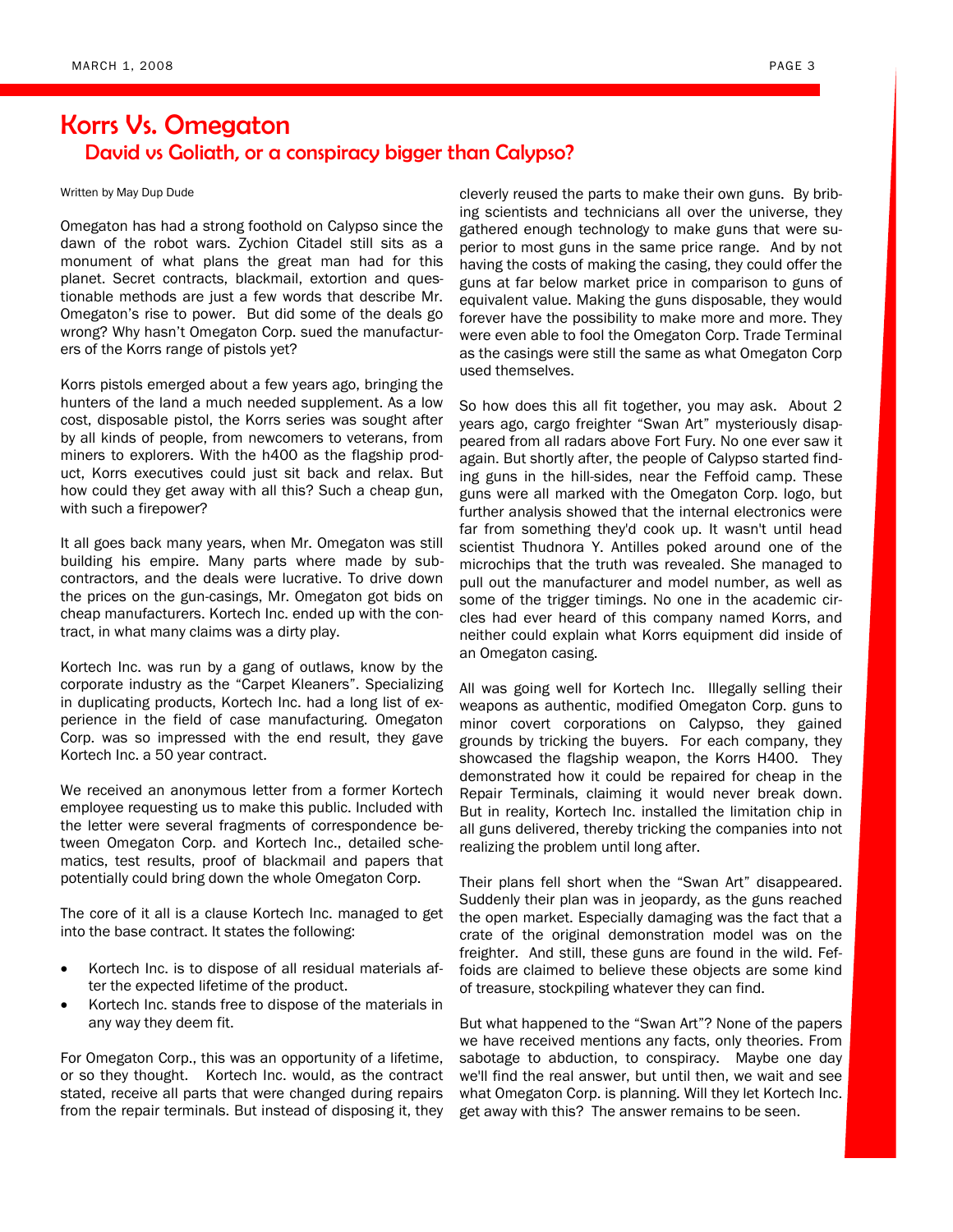# Korrs Vs. Omegaton

## David vs Goliath, or a conspiracy bigger than Calypso?

Written by May Dup Dude

Omegaton has had a strong foothold on Calypso since the dawn of the robot wars. Zychion Citadel still sits as a monument of what plans the great man had for this planet. Secret contracts, blackmail, extortion and questionable methods are just a few words that describe Mr. Omegaton's rise to power. But did some of the deals go wrong? Why hasn't Omegaton Corp. sued the manufacturers of the Korrs range of pistols yet?

Korrs pistols emerged about a few years ago, bringing the hunters of the land a much needed supplement. As a low cost, disposable pistol, the Korrs series was sought after by all kinds of people, from newcomers to veterans, from miners to explorers. With the h400 as the flagship product, Korrs executives could just sit back and relax. But how could they get away with all this? Such a cheap gun, with such a firepower?

It all goes back many years, when Mr. Omegaton was still building his empire. Many parts where made by subcontractors, and the deals were lucrative. To drive down the prices on the gun-casings, Mr. Omegaton got bids on cheap manufacturers. Kortech Inc. ended up with the contract, in what many claims was a dirty play.

Kortech Inc. was run by a gang of outlaws, know by the corporate industry as the "Carpet Kleaners". Specializing in duplicating products, Kortech Inc. had a long list of experience in the field of case manufacturing. Omegaton Corp. was so impressed with the end result, they gave Kortech Inc. a 50 year contract.

We received an anonymous letter from a former Kortech employee requesting us to make this public. Included with the letter were several fragments of correspondence between Omegaton Corp. and Kortech Inc., detailed schematics, test results, proof of blackmail and papers that potentially could bring down the whole Omegaton Corp.

The core of it all is a clause Kortech Inc. managed to get into the base contract. It states the following:

- Kortech Inc. is to dispose of all residual materials after the expected lifetime of the product.
- Kortech Inc. stands free to dispose of the materials in any way they deem fit.

For Omegaton Corp., this was an opportunity of a lifetime, or so they thought. Kortech Inc. would, as the contract stated, receive all parts that were changed during repairs from the repair terminals. But instead of disposing it, they cleverly reused the parts to make their own guns. By bribing scientists and technicians all over the universe, they gathered enough technology to make guns that were superior to most guns in the same price range. And by not having the costs of making the casing, they could offer the guns at far below market price in comparison to guns of equivalent value. Making the guns disposable, they would forever have the possibility to make more and more. They were even able to fool the Omegaton Corp. Trade Terminal as the casings were still the same as what Omegaton Corp used themselves.

So how does this all fit together, you may ask. About 2 years ago, cargo freighter "Swan Art" mysteriously disappeared from all radars above Fort Fury. No one ever saw it again. But shortly after, the people of Calypso started finding guns in the hill-sides, near the Feffoid camp. These guns were all marked with the Omegaton Corp. logo, but further analysis showed that the internal electronics were far from something they'd cook up. It wasn't until head scientist Thudnora Y. Antilles poked around one of the microchips that the truth was revealed. She managed to pull out the manufacturer and model number, as well as some of the trigger timings. No one in the academic circles had ever heard of this company named Korrs, and neither could explain what Korrs equipment did inside of an Omegaton casing.

All was going well for Kortech Inc. Illegally selling their weapons as authentic, modified Omegaton Corp. guns to minor covert corporations on Calypso, they gained grounds by tricking the buyers. For each company, they showcased the flagship weapon, the Korrs H400. They demonstrated how it could be repaired for cheap in the Repair Terminals, claiming it would never break down. But in reality, Kortech Inc. installed the limitation chip in all guns delivered, thereby tricking the companies into not realizing the problem until long after.

Their plans fell short when the "Swan Art" disappeared. Suddenly their plan was in jeopardy, as the guns reached the open market. Especially damaging was the fact that a crate of the original demonstration model was on the freighter. And still, these guns are found in the wild. Feffoids are claimed to believe these objects are some kind of treasure, stockpiling whatever they can find.

But what happened to the "Swan Art"? None of the papers we have received mentions any facts, only theories. From sabotage to abduction, to conspiracy. Maybe one day we'll find the real answer, but until then, we wait and see what Omegaton Corp. is planning. Will they let Kortech Inc. get away with this? The answer remains to be seen.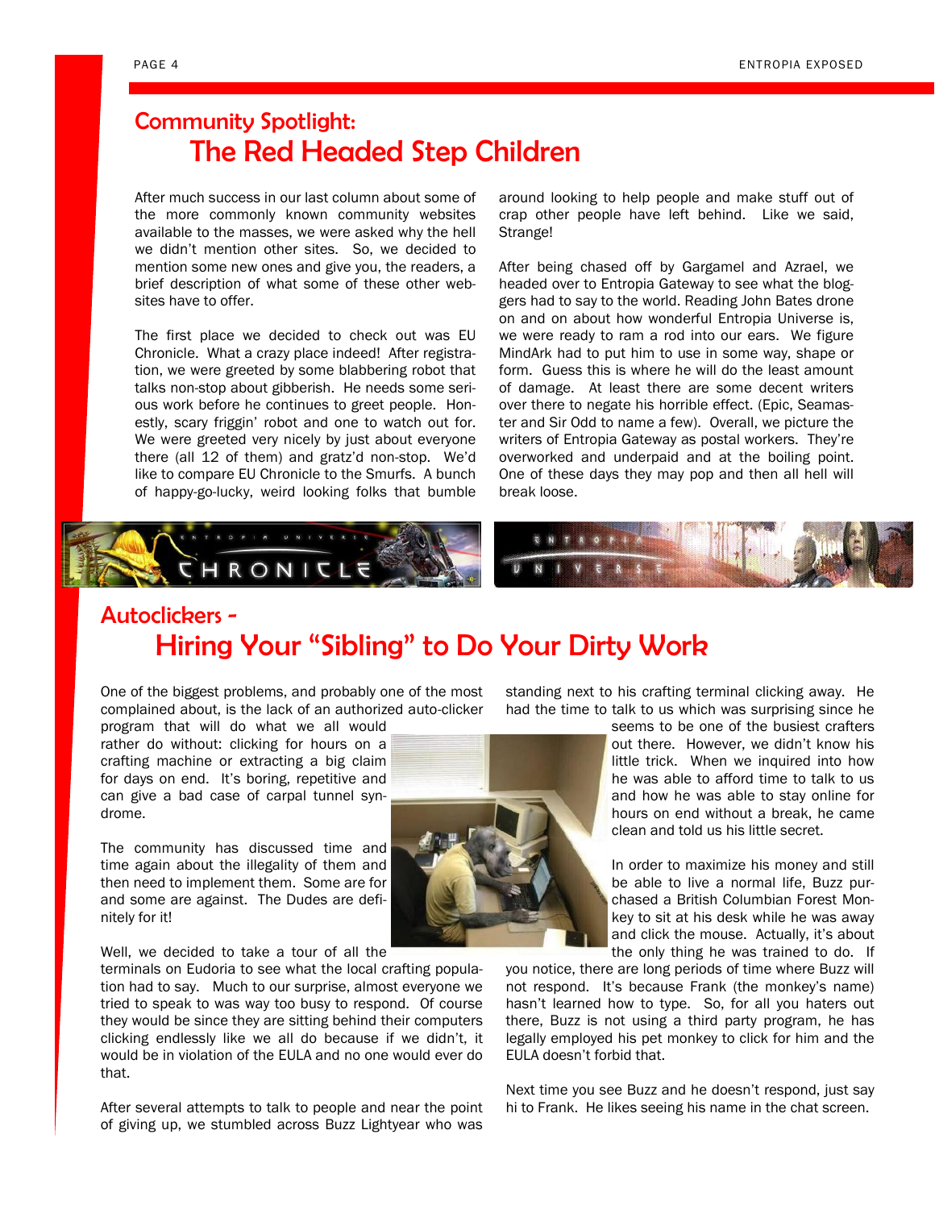## Community Spotlight:
# The Red Headed Step Children

After much success in our last column about some of the more commonly known community websites available to the masses, we were asked why the hell we didn't mention other sites. So, we decided to mention some new ones and give you, the readers, a brief description of what some of these other websites have to offer.

The first place we decided to check out was EU Chronicle. What a crazy place indeed! After registration, we were greeted by some blabbering robot that talks non-stop about gibberish. He needs some serious work before he continues to greet people. Honestly, scary friggin' robot and one to watch out for. We were greeted very nicely by just about everyone there (all 12 of them) and gratz'd non-stop. We'd like to compare EU Chronicle to the Smurfs. A bunch of happy-go-lucky, weird looking folks that bumble around looking to help people and make stuff out of crap other people have left behind. Like we said, Strange!

After being chased off by Gargamel and Azrael, we headed over to Entropia Gateway to see what the bloggers had to say to the world. Reading John Bates drone on and on about how wonderful Entropia Universe is, we were ready to ram a rod into our ears. We figure MindArk had to put him to use in some way, shape or form. Guess this is where he will do the least amount of damage. At least there are some decent writers over there to negate his horrible effect. (Epic, Seamaster and Sir Odd to name a few). Overall, we picture the writers of Entropia Gateway as postal workers. They're overworked and underpaid and at the boiling point. One of these days they may pop and then all hell will break loose.

## Autoclickers -
# Hiring Your "Sibling" to Do Your Dirty Work

One of the biggest problems, and probably one of the most complained about, is the lack of an authorized auto-clicker program that will do what we all would rather do without: clicking for hours on a crafting machine or extracting a big claim for days on end. It's boring, repetitive and can give a bad case of carpal tunnel syndrome.

The community has discussed time and time again about the illegality of them and then need to implement them. Some are for and some are against. The Dudes are definitely for it!

Well, we decided to take a tour of all the terminals on Eudoria to see what the local crafting population had to say. Much to our surprise, almost everyone we tried to speak to was way too busy to respond. Of course they would be since they are sitting behind their computers clicking endlessly like we all do because if we didn't, it would be in violation of the EULA and no one would ever do that.

After several attempts to talk to people and near the point of giving up, we stumbled across Buzz Lightyear who was standing next to his crafting terminal clicking away. He had the time to talk to us which was surprising since he seems to be one of the busiest crafters out there. However, we didn't know his little trick. When we inquired into how he was able to afford time to talk to us and how he was able to stay online for hours on end without a break, he came clean and told us his little secret.

In order to maximize his money and still be able to live a normal life, Buzz purchased a British Columbian Forest Monkey to sit at his desk while he was away and click the mouse. Actually, it's about the only thing he was trained to do. If you notice, there are long periods of time where Buzz will not respond. It's because Frank (the monkey's name) hasn't learned how to type. So, for all you haters out there, Buzz is not using a third party program, he has legally employed his pet monkey to click for him and the EULA doesn't forbid that.

Next time you see Buzz and he doesn't respond, just say hi to Frank. He likes seeing his name in the chat screen.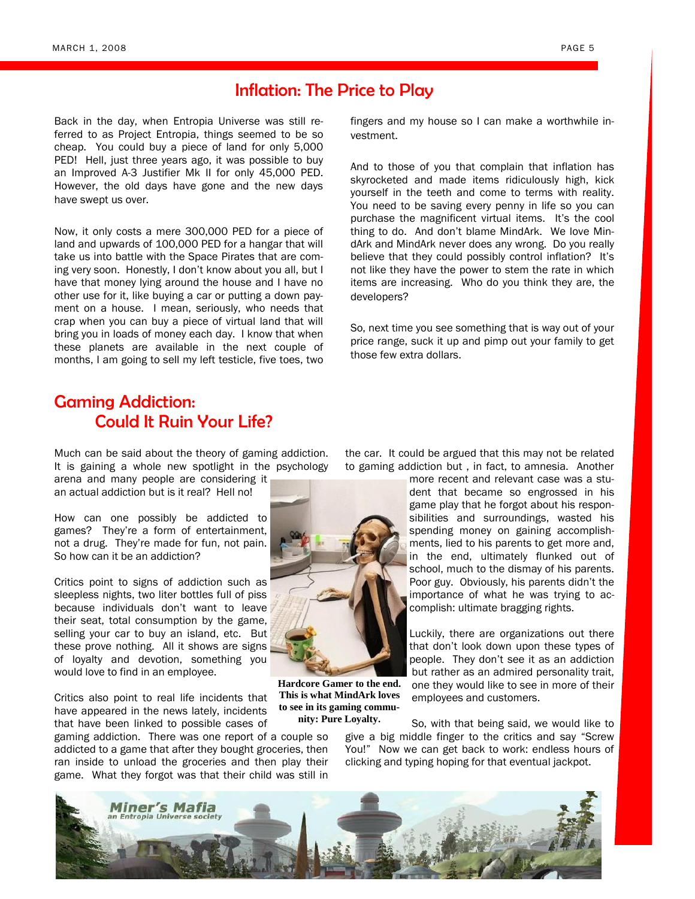## Inflation: The Price to Play

Back in the day, when Entropia Universe was still referred to as Project Entropia, things seemed to be so cheap. You could buy a piece of land for only 5,000 PED! Hell, just three years ago, it was possible to buy an Improved A-3 Justifier Mk II for only 45,000 PED. However, the old days have gone and the new days have swept us over.

Now, it only costs a mere 300,000 PED for a piece of land and upwards of 100,000 PED for a hangar that will take us into battle with the Space Pirates that are coming very soon. Honestly, I don't know about you all, but I have that money lying around the house and I have no other use for it, like buying a car or putting a down payment on a house. I mean, seriously, who needs that crap when you can buy a piece of virtual land that will bring you in loads of money each day. I know that when these planets are available in the next couple of months, I am going to sell my left testicle, five toes, two fingers and my house so I can make a worthwhile investment.

And to those of you that complain that inflation has skyrocketed and made items ridiculously high, kick yourself in the teeth and come to terms with reality. You need to be saving every penny in life so you can purchase the magnificent virtual items. It's the cool thing to do. And don't blame MindArk. We love MindArk and MindArk never does any wrong. Do you really believe that they could possibly control inflation? It's not like they have the power to stem the rate in which items are increasing. Who do you think they are, the developers?

So, next time you see something that is way out of your price range, suck it up and pimp out your family to get those few extra dollars.

## Gaming Addiction: Could It Ruin Your Life?

Much can be said about the theory of gaming addiction. It is gaining a whole new spotlight in the psychology arena and many people are considering it an actual addiction but is it real? Hell no!

How can one possibly be addicted to games? They're a form of entertainment, not a drug. They're made for fun, not pain. So how can it be an addiction?

Critics point to signs of addiction such as sleepless nights, two liter bottles full of piss because individuals don't want to leave their seat, total consumption by the game, selling your car to buy an island, etc. But these prove nothing. All it shows are signs of loyalty and devotion, something you would love to find in an employee.

Critics also point to real life incidents that have appeared in the news lately, incidents that have been linked to possible cases of gaming addiction. There was one report of a couple so addicted to a game that after they bought groceries, then ran inside to unload the groceries and then play their game. What they forgot was that their child was still in the car. It could be argued that this may not be related to gaming addiction but , in fact, to amnesia. Another more recent and relevant case was a student that became so engrossed in his game play that he forgot about his responsibilities and surroundings, wasted his spending money on gaining accomplishments, lied to his parents to get more and, in the end, ultimately flunked out of school, much to the dismay of his parents. Poor guy. Obviously, his parents didn't the importance of what he was trying to accomplish: ultimate bragging rights.

**Hardcore Gamer to the end. This is what MindArk loves to see in its gaming community: Pure Loyalty.**

Luckily, there are organizations out there that don't look down upon these types of people. They don't see it as an addiction but rather as an admired personality trait, one they would like to see in more of their employees and customers.

So, with that being said, we would like to give a big middle finger to the critics and say "Screw You!" Now we can get back to work: endless hours of clicking and typing hoping for that eventual jackpot.

Miner's Mafia
an Entropia Universe society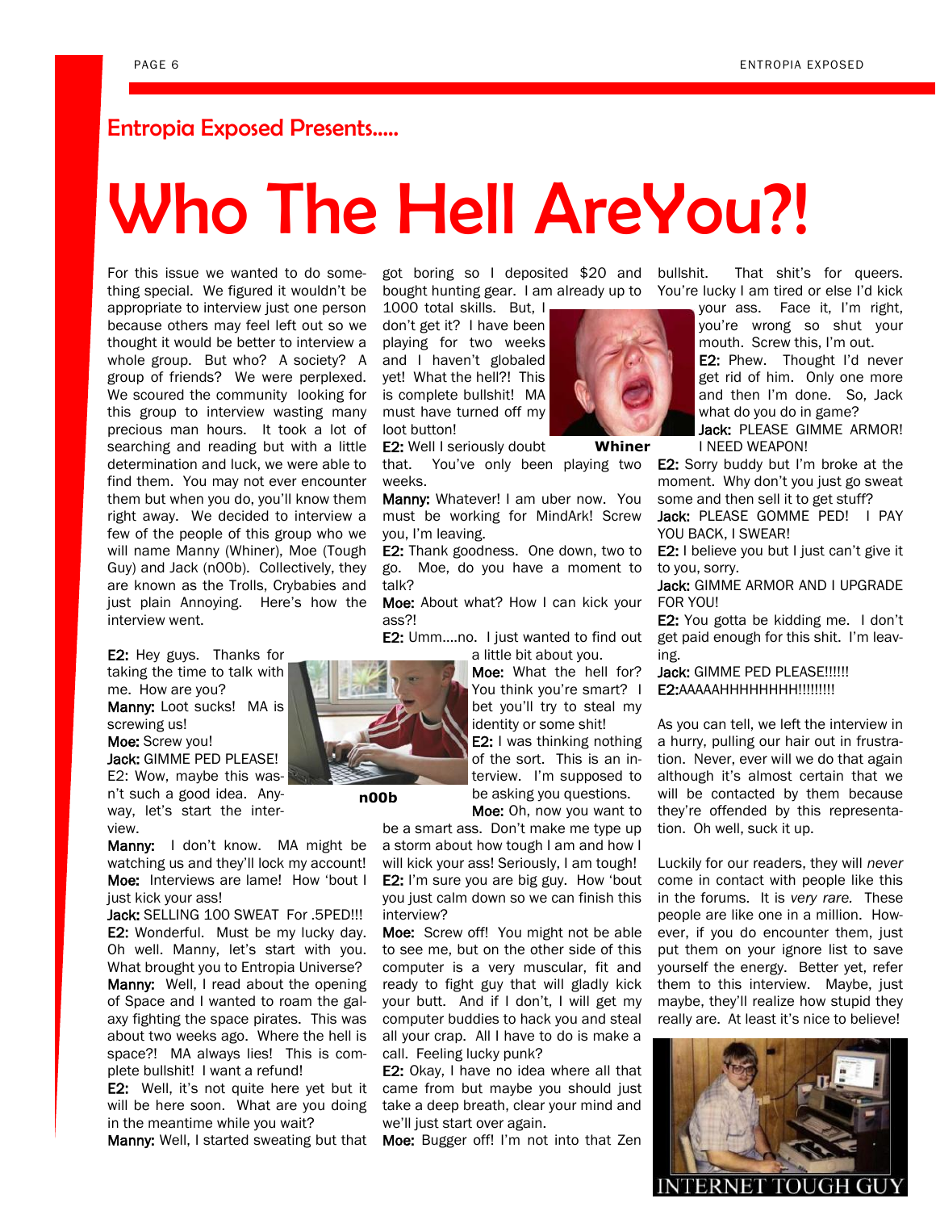## Entropia Exposed Presents.....

# Who The Hell AreYou?!

For this issue we wanted to do something special. We figured it wouldn't be appropriate to interview just one person because others may feel left out so we thought it would be better to interview a whole group. But who? A society? A group of friends? We were perplexed. We scoured the community looking for this group to interview wasting many precious man hours. It took a lot of searching and reading but with a little determination and luck, we were able to find them. You may not ever encounter them but when you do, you'll know them right away. We decided to interview a few of the people of this group who we will name Manny (Whiner), Moe (Tough Guy) and Jack (n00b). Collectively, they are known as the Trolls, Crybabies and just plain Annoying. Here's how the interview went.

**E2:** Hey guys. Thanks for taking the time to talk with me. How are you?
**Manny:** Loot sucks! MA is screwing us!
**Moe:** Screw you!
**Jack:** GIMME PED PLEASE!
E2: Wow, maybe this wasn't such a good idea. Anyway, let's start the interview.
**Manny:** I don't know. MA might be watching us and they'll lock my account!
**Moe:** Interviews are lame! How 'bout I just kick your ass!
**Jack:** SELLING 100 SWEAT For .5PED!!!
**E2:** Wonderful. Must be my lucky day. Oh well. Manny, let's start with you. What brought you to Entropia Universe?
**Manny:** Well, I read about the opening of Space and I wanted to roam the galaxy fighting the space pirates. This was about two weeks ago. Where the hell is space?! MA always lies! This is complete bullshit! I want a refund!
**E2:** Well, it's not quite here yet but it will be here soon. What are you doing in the meantime while you wait?
**Manny:** Well, I started sweating but that got boring so I deposited $20 and bought hunting gear. I am already up to 1000 total skills. But, I don't get it? I have been playing for two weeks and I haven't globaled yet! What the hell?! This is complete bullshit! MA must have turned off my loot button!

**Whiner**

**E2:** Well I seriously doubt that. You've only been playing two weeks.
**Manny:** Whatever! I am uber now. You must be working for MindArk! Screw you, I'm leaving.
**E2:** Thank goodness. One down, two to go. Moe, do you have a moment to talk?
**Moe:** About what? How I can kick your ass?!
**E2:** Umm….no. I just wanted to find out a little bit about you.

**n00b**

**Moe:** What the hell for? You think you're smart? I bet you'll try to steal my identity or some shit!
**E2:** I was thinking nothing of the sort. This is an interview. I'm supposed to be asking you questions.
**Moe:** Oh, now you want to be a smart ass. Don't make me type up a storm about how tough I am and how I will kick your ass! Seriously, I am tough!
**E2:** I'm sure you are big guy. How 'bout you just calm down so we can finish this interview?
**Moe:** Screw off! You might not be able to see me, but on the other side of this computer is a very muscular, fit and ready to fight guy that will gladly kick your butt. And if I don't, I will get my computer buddies to hack you and steal all your crap. All I have to do is make a call. Feeling lucky punk?
**E2:** Okay, I have no idea where all that came from but maybe you should just take a deep breath, clear your mind and we'll just start over again.
**Moe:** Bugger off! I'm not into that Zen bullshit. That shit's for queers. You're lucky I am tired or else I'd kick your ass. Face it, I'm right, you're wrong so shut your mouth. Screw this, I'm out.
**E2:** Phew. Thought I'd never get rid of him. Only one more and then I'm done. So, Jack what do you do in game?
**Jack:** PLEASE GIMME ARMOR! I NEED WEAPON!
**E2:** Sorry buddy but I'm broke at the moment. Why don't you just go sweat some and then sell it to get stuff?
**Jack:** PLEASE GOMME PED! I PAY YOU BACK, I SWEAR!
**E2:** I believe you but I just can't give it to you, sorry.
**Jack:** GIMME ARMOR AND I UPGRADE FOR YOU!
**E2:** You gotta be kidding me. I don't get paid enough for this shit. I'm leaving.
**Jack:** GIMME PED PLEASE!!!!!!
**E2:**AAAAAHHHHHHHH!!!!!!!!!

As you can tell, we left the interview in a hurry, pulling our hair out in frustration. Never, ever will we do that again although it's almost certain that we will be contacted by them because they're offended by this representation. Oh well, suck it up.

Luckily for our readers, they will *never* come in contact with people like this in the forums. It is *very rare*. These people are like one in a million. However, if you do encounter them, just put them on your ignore list to save yourself the energy. Better yet, refer them to this interview. Maybe, just maybe, they'll realize how stupid they really are. At least it's nice to believe!

INTERNET TOUGH GUY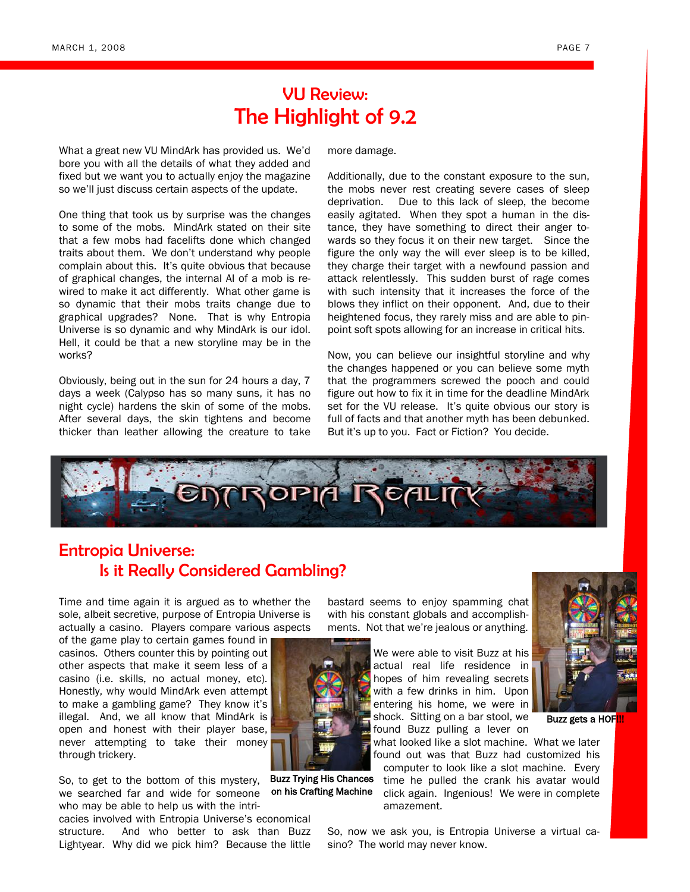# VU Review: The Highlight of 9.2

What a great new VU MindArk has provided us. We'd bore you with all the details of what they added and fixed but we want you to actually enjoy the magazine so we'll just discuss certain aspects of the update.

One thing that took us by surprise was the changes to some of the mobs. MindArk stated on their site that a few mobs had facelifts done which changed traits about them. We don't understand why people complain about this. It's quite obvious that because of graphical changes, the internal AI of a mob is rewired to make it act differently. What other game is so dynamic that their mobs traits change due to graphical upgrades? None. That is why Entropia Universe is so dynamic and why MindArk is our idol. Hell, it could be that a new storyline may be in the works?

Obviously, being out in the sun for 24 hours a day, 7 days a week (Calypso has so many suns, it has no night cycle) hardens the skin of some of the mobs. After several days, the skin tightens and become thicker than leather allowing the creature to take more damage.

Additionally, due to the constant exposure to the sun, the mobs never rest creating severe cases of sleep deprivation. Due to this lack of sleep, the become easily agitated. When they spot a human in the distance, they have something to direct their anger towards so they focus it on their new target. Since the figure the only way the will ever sleep is to be killed, they charge their target with a newfound passion and attack relentlessly. This sudden burst of rage comes with such intensity that it increases the force of the blows they inflict on their opponent. And, due to their heightened focus, they rarely miss and are able to pinpoint soft spots allowing for an increase in critical hits.

Now, you can believe our insightful storyline and why the changes happened or you can believe some myth that the programmers screwed the pooch and could figure out how to fix it in time for the deadline MindArk set for the VU release. It's quite obvious our story is full of facts and that another myth has been debunked. But it's up to you. Fact or Fiction? You decide.

ENTROPIA REALITY

# Entropia Universe: Is it Really Considered Gambling?

Time and time again it is argued as to whether the sole, albeit secretive, purpose of Entropia Universe is actually a casino. Players compare various aspects of the game play to certain games found in casinos. Others counter this by pointing out other aspects that make it seem less of a casino (i.e. skills, no actual money, etc). Honestly, why would MindArk even attempt to make a gambling game? They know it's illegal. And, we all know that MindArk is open and honest with their player base, never attempting to take their money through trickery.

So, to get to the bottom of this mystery, we searched far and wide for someone who may be able to help us with the intricacies involved with Entropia Universe's economical structure. And who better to ask than Buzz Lightyear. Why did we pick him? Because the little bastard seems to enjoy spamming chat with his constant globals and accomplishments. Not that we're jealous or anything.

Buzz Trying His Chances on his Crafting Machine

We were able to visit Buzz at his actual real life residence in hopes of him revealing secrets with a few drinks in him. Upon entering his home, we were in shock. Sitting on a bar stool, we found Buzz pulling a lever on what looked like a slot machine. What we later found out was that Buzz had customized his computer to look like a slot machine. Every time he pulled the crank his avatar would click again. Ingenious! We were in complete amazement.

Buzz gets a HOF!!!

So, now we ask you, is Entropia Universe a virtual casino? The world may never know.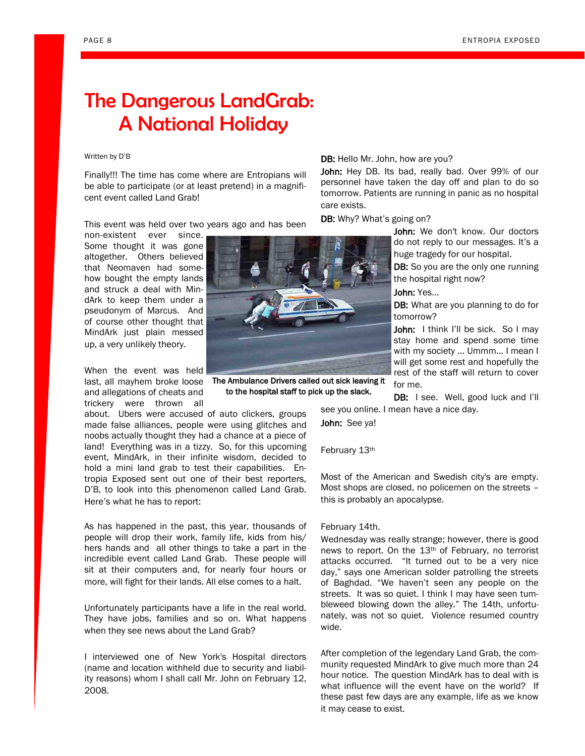# The Dangerous LandGrab: A National Holiday

Written by D'B

Finally!!! The time has come where are Entropians will be able to participate (or at least pretend) in a magnificent event called Land Grab!

This event was held over two years ago and has been non-existent ever since. Some thought it was gone altogether. Others believed that Neomaven had somehow bought the empty lands and struck a deal with MindArk to keep them under a pseudonym of Marcus. And of course other thought that MindArk just plain messed up, a very unlikely theory.

When the event was held last, all mayhem broke loose and allegations of cheats and trickery were thrown all about. Ubers were accused of auto clickers, groups made false alliances, people were using glitches and noobs actually thought they had a chance at a piece of land! Everything was in a tizzy. So, for this upcoming event, MindArk, in their infinite wisdom, decided to hold a mini land grab to test their capabilities. Entropia Exposed sent out one of their best reporters, D'B, to look into this phenomenon called Land Grab. Here's what he has to report:

As has happened in the past, this year, thousands of people will drop their work, family life, kids from his/hers hands and all other things to take a part in the incredible event called Land Grab. These people will sit at their computers and, for nearly four hours or more, will fight for their lands. All else comes to a halt.

Unfortunately participants have a life in the real world. They have jobs, families and so on. What happens when they see news about the Land Grab?

I interviewed one of New York's Hospital directors (name and location withheld due to security and liability reasons) whom I shall call Mr. John on February 12, 2008.

The Ambulance Drivers called out sick leaving it to the hospital staff to pick up the slack.

**DB:** Hello Mr. John, how are you?

**John:** Hey DB. Its bad, really bad. Over 99% of our personnel have taken the day off and plan to do so tomorrow. Patients are running in panic as no hospital care exists.

**DB:** Why? What's going on?

**John:** We don't know. Our doctors do not reply to our messages. It's a huge tragedy for our hospital.

**DB:** So you are the only one running the hospital right now?

**John:** Yes…

**DB:** What are you planning to do for tomorrow?

**John:** I think I'll be sick. So I may stay home and spend some time with my society … Ummm… I mean I will get some rest and hopefully the rest of the staff will return to cover for me.

**DB:** I see. Well, good luck and I'll see you online. I mean have a nice day.

**John:** See ya!

February 13th

Most of the American and Swedish city's are empty. Most shops are closed, no policemen on the streets – this is probably an apocalypse.

February 14th.

Wednesday was really strange; however, there is good news to report. On the 13th of February, no terrorist attacks occurred. "It turned out to be a very nice day," says one American solder patrolling the streets of Baghdad. "We haven't seen any people on the streets. It was so quiet. I think I may have seen tumbleweed blowing down the alley." The 14th, unfortunately, was not so quiet. Violence resumed country wide.

After completion of the legendary Land Grab, the community requested MindArk to give much more than 24 hour notice. The question MindArk has to deal with is what influence will the event have on the world? If these past few days are any example, life as we know it may cease to exist.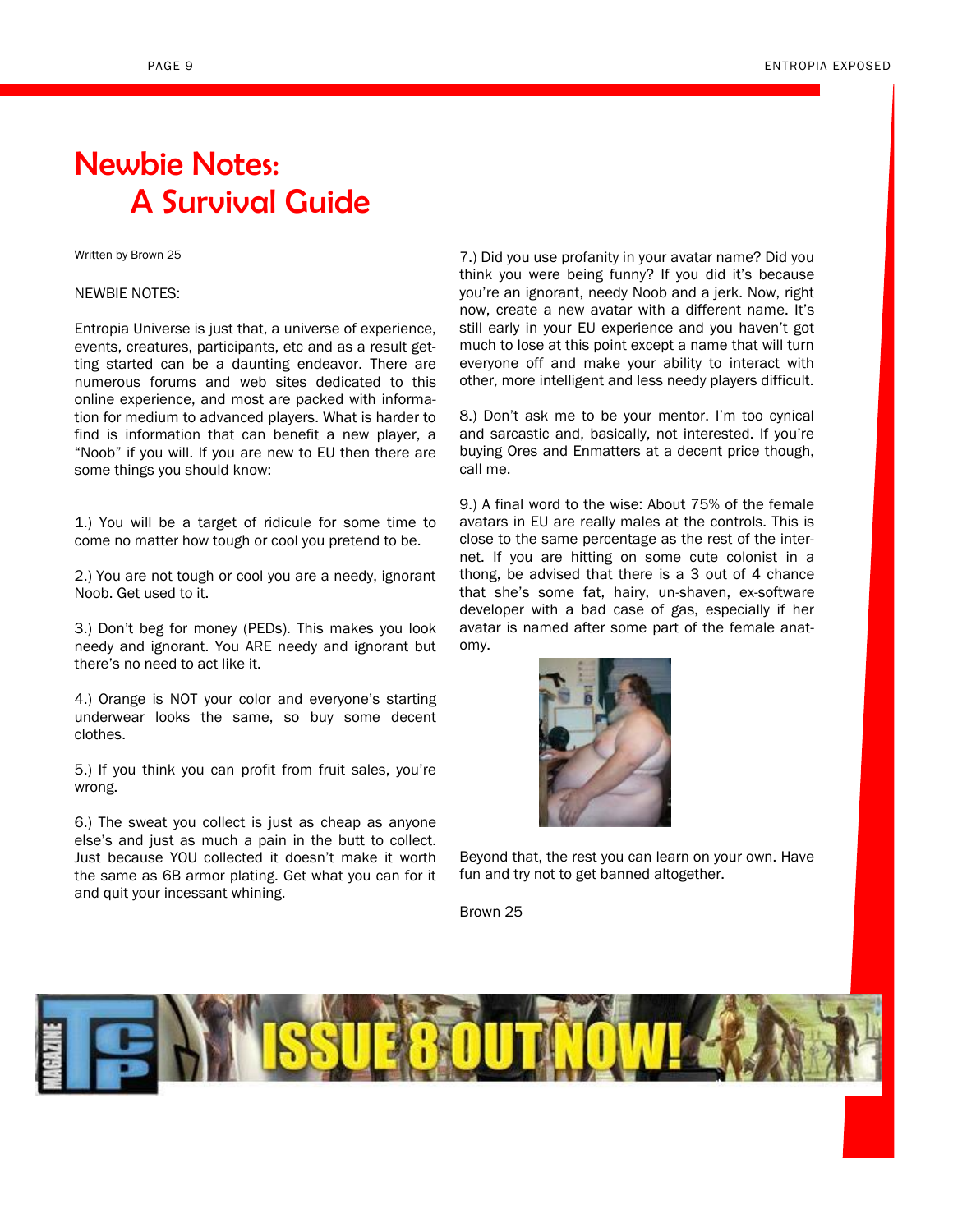# Newbie Notes: A Survival Guide

Written by Brown 25

NEWBIE NOTES:

Entropia Universe is just that, a universe of experience, events, creatures, participants, etc and as a result getting started can be a daunting endeavor. There are numerous forums and web sites dedicated to this online experience, and most are packed with information for medium to advanced players. What is harder to find is information that can benefit a new player, a "Noob" if you will. If you are new to EU then there are some things you should know:

1.) You will be a target of ridicule for some time to come no matter how tough or cool you pretend to be.

2.) You are not tough or cool you are a needy, ignorant Noob. Get used to it.

3.) Don't beg for money (PEDs). This makes you look needy and ignorant. You ARE needy and ignorant but there's no need to act like it.

4.) Orange is NOT your color and everyone's starting underwear looks the same, so buy some decent clothes.

5.) If you think you can profit from fruit sales, you're wrong.

6.) The sweat you collect is just as cheap as anyone else's and just as much a pain in the butt to collect. Just because YOU collected it doesn't make it worth the same as 6B armor plating. Get what you can for it and quit your incessant whining.

7.) Did you use profanity in your avatar name? Did you think you were being funny? If you did it's because you're an ignorant, needy Noob and a jerk. Now, right now, create a new avatar with a different name. It's still early in your EU experience and you haven't got much to lose at this point except a name that will turn everyone off and make your ability to interact with other, more intelligent and less needy players difficult.

8.) Don't ask me to be your mentor. I'm too cynical and sarcastic and, basically, not interested. If you're buying Ores and Enmatters at a decent price though, call me.

9.) A final word to the wise: About 75% of the female avatars in EU are really males at the controls. This is close to the same percentage as the rest of the internet. If you are hitting on some cute colonist in a thong, be advised that there is a 3 out of 4 chance that she's some fat, hairy, un-shaven, ex-software developer with a bad case of gas, especially if her avatar is named after some part of the female anatomy.

Beyond that, the rest you can learn on your own. Have fun and try not to get banned altogether.

Brown 25

MAGAZINE TCP ISSUE 8 OUT NOW!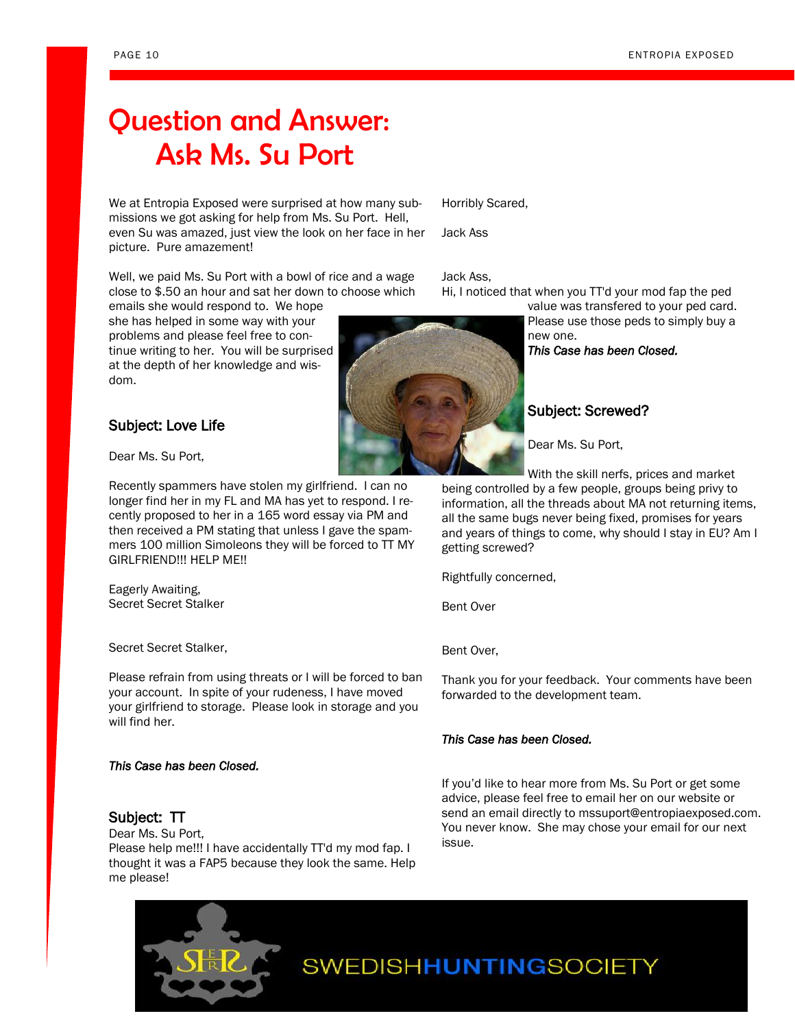# Question and Answer: Ask Ms. Su Port

We at Entropia Exposed were surprised at how many submissions we got asking for help from Ms. Su Port. Hell, even Su was amazed, just view the look on her face in her picture. Pure amazement!

Well, we paid Ms. Su Port with a bowl of rice and a wage close to $.50 an hour and sat her down to choose which emails she would respond to. We hope she has helped in some way with your problems and please feel free to continue writing to her. You will be surprised at the depth of her knowledge and wisdom.

### Subject: Love Life

Dear Ms. Su Port,

Recently spammers have stolen my girlfriend. I can no longer find her in my FL and MA has yet to respond. I recently proposed to her in a 165 word essay via PM and then received a PM stating that unless I gave the spammers 100 million Simoleons they will be forced to TT MY GIRLFRIEND!!! HELP ME!!

Eagerly Awaiting,
Secret Secret Stalker

Secret Secret Stalker,

Please refrain from using threats or I will be forced to ban your account. In spite of your rudeness, I have moved your girlfriend to storage. Please look in storage and you will find her.

***This Case has been Closed.***

### Subject: TT

Dear Ms. Su Port,
Please help me!!! I have accidentally TT'd my mod fap. I thought it was a FAP5 because they look the same. Help me please!

Horribly Scared,

Jack Ass

Jack Ass,
Hi, I noticed that when you TT'd your mod fap the ped value was transfered to your ped card. Please use those peds to simply buy a new one.
***This Case has been Closed.***

### Subject: Screwed?

Dear Ms. Su Port,

With the skill nerfs, prices and market being controlled by a few people, groups being privy to information, all the threads about MA not returning items, all the same bugs never being fixed, promises for years and years of things to come, why should I stay in EU? Am I getting screwed?

Rightfully concerned,

Bent Over

Bent Over,

Thank you for your feedback. Your comments have been forwarded to the development team.

***This Case has been Closed.***

If you'd like to hear more from Ms. Su Port or get some advice, please feel free to email her on our website or send an email directly to mssuport@entropiaexposed.com. You never know. She may chose your email for our next issue.

SWEDISHHUNTINGSOCIETY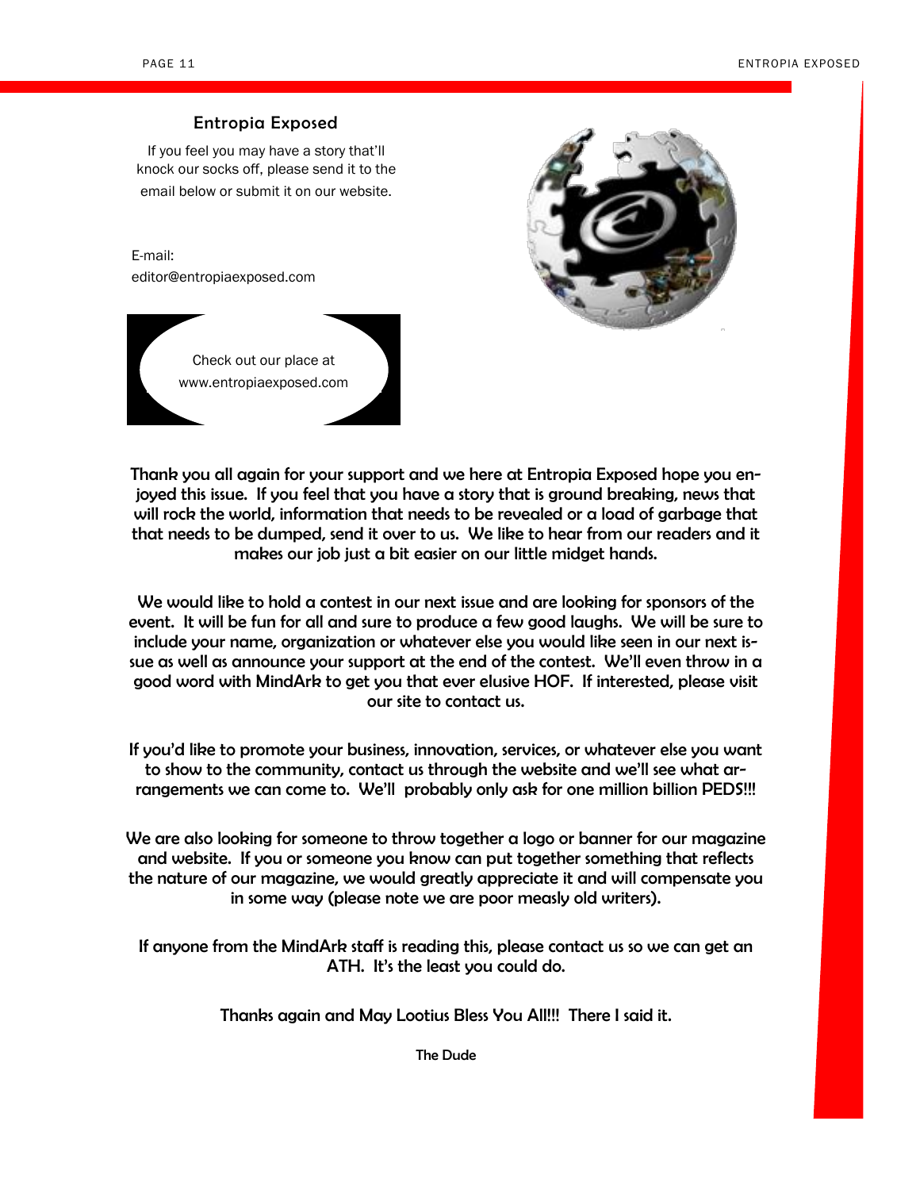## Entropia Exposed

If you feel you may have a story that'll knock our socks off, please send it to the email below or submit it on our website.

E-mail:
editor@entropiaexposed.com

Check out our place at
www.entropiaexposed.com

Thank you all again for your support and we here at Entropia Exposed hope you enjoyed this issue. If you feel that you have a story that is ground breaking, news that will rock the world, information that needs to be revealed or a load of garbage that that needs to be dumped, send it over to us. We like to hear from our readers and it makes our job just a bit easier on our little midget hands.

We would like to hold a contest in our next issue and are looking for sponsors of the event. It will be fun for all and sure to produce a few good laughs. We will be sure to include your name, organization or whatever else you would like seen in our next issue as well as announce your support at the end of the contest. We'll even throw in a good word with MindArk to get you that ever elusive HOF. If interested, please visit our site to contact us.

If you'd like to promote your business, innovation, services, or whatever else you want to show to the community, contact us through the website and we'll see what arrangements we can come to. We'll probably only ask for one million billion PEDS!!!

We are also looking for someone to throw together a logo or banner for our magazine and website. If you or someone you know can put together something that reflects the nature of our magazine, we would greatly appreciate it and will compensate you in some way (please note we are poor measly old writers).

If anyone from the MindArk staff is reading this, please contact us so we can get an ATH. It's the least you could do.

Thanks again and May Lootius Bless You All!!! There I said it.

The Dude